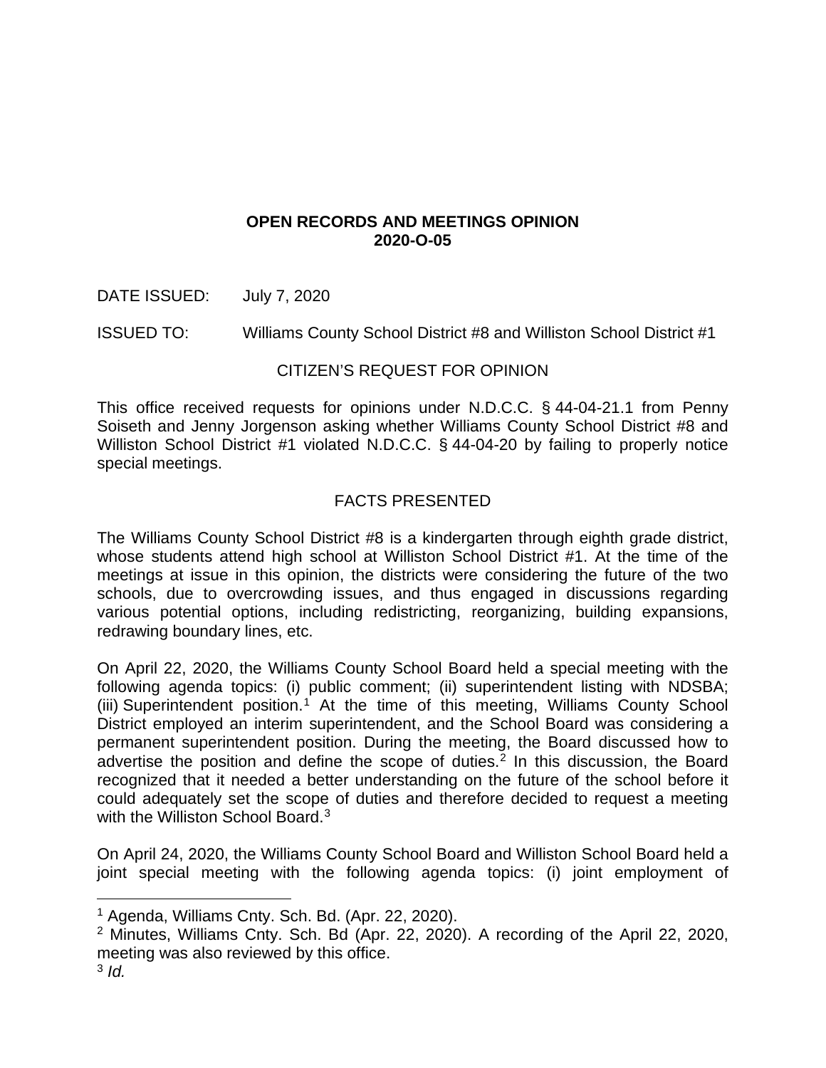**OPEN RECORDS AND MEETINGS OPINION**
**2020-O-05**

DATE ISSUED: July 7, 2020

ISSUED TO: Williams County School District #8 and Williston School District #1

CITIZEN'S REQUEST FOR OPINION

This office received requests for opinions under N.D.C.C. § 44-04-21.1 from Penny Soiseth and Jenny Jorgenson asking whether Williams County School District #8 and Williston School District #1 violated N.D.C.C. § 44-04-20 by failing to properly notice special meetings.

FACTS PRESENTED

The Williams County School District #8 is a kindergarten through eighth grade district, whose students attend high school at Williston School District #1. At the time of the meetings at issue in this opinion, the districts were considering the future of the two schools, due to overcrowding issues, and thus engaged in discussions regarding various potential options, including redistricting, reorganizing, building expansions, redrawing boundary lines, etc.

On April 22, 2020, the Williams County School Board held a special meeting with the following agenda topics: (i) public comment; (ii) superintendent listing with NDSBA; (iii) Superintendent position.[1] At the time of this meeting, Williams County School District employed an interim superintendent, and the School Board was considering a permanent superintendent position. During the meeting, the Board discussed how to advertise the position and define the scope of duties.[2] In this discussion, the Board recognized that it needed a better understanding on the future of the school before it could adequately set the scope of duties and therefore decided to request a meeting with the Williston School Board.[3]

On April 24, 2020, the Williams County School Board and Williston School Board held a joint special meeting with the following agenda topics: (i) joint employment of

[1] Agenda, Williams Cnty. Sch. Bd. (Apr. 22, 2020).
[2] Minutes, Williams Cnty. Sch. Bd (Apr. 22, 2020). A recording of the April 22, 2020, meeting was also reviewed by this office.
[3] *Id.*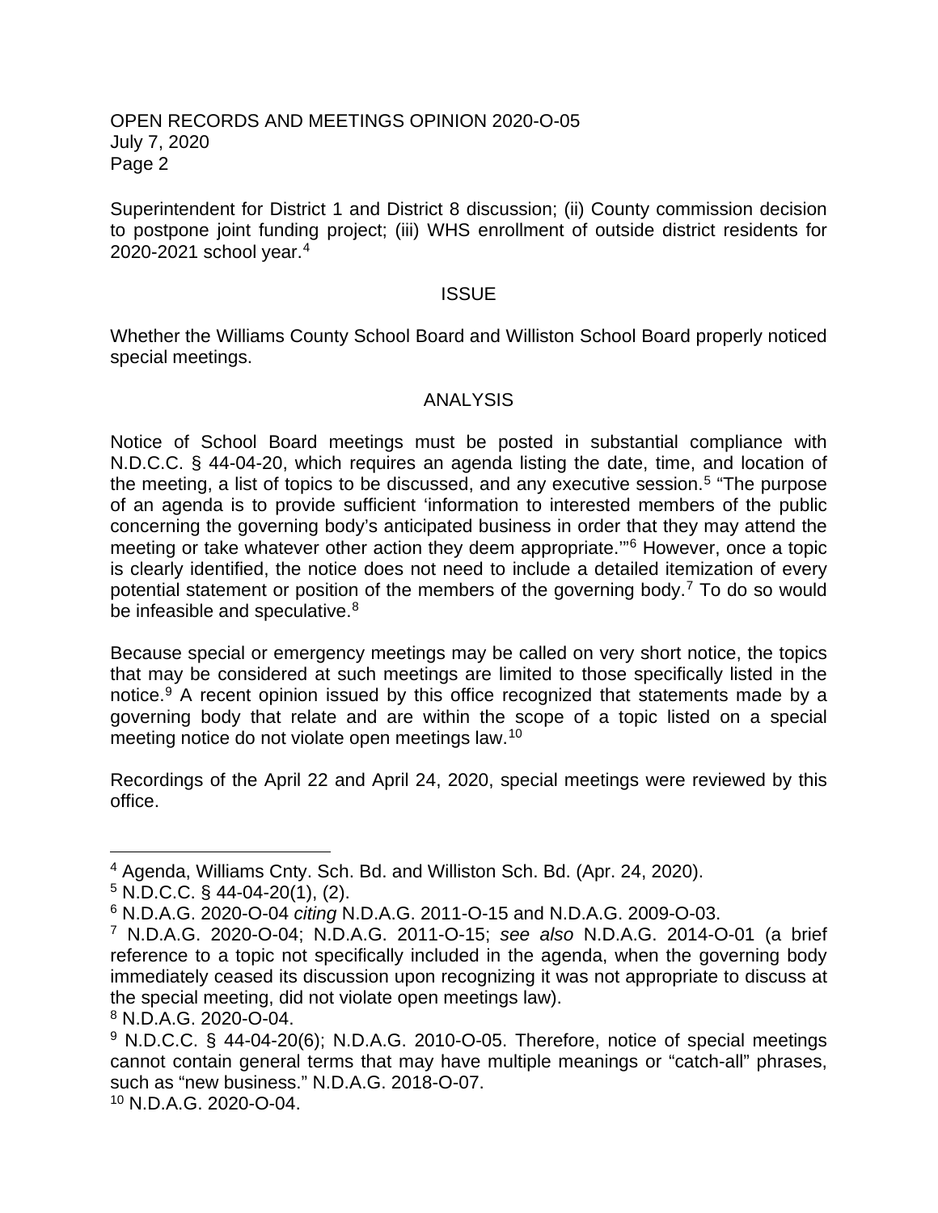Superintendent for District 1 and District 8 discussion; (ii) County commission decision to postpone joint funding project; (iii) WHS enrollment of outside district residents for 2020-2021 school year.[4]

## ISSUE

Whether the Williams County School Board and Williston School Board properly noticed special meetings.

## ANALYSIS

Notice of School Board meetings must be posted in substantial compliance with N.D.C.C. § 44-04-20, which requires an agenda listing the date, time, and location of the meeting, a list of topics to be discussed, and any executive session.[5] "The purpose of an agenda is to provide sufficient 'information to interested members of the public concerning the governing body's anticipated business in order that they may attend the meeting or take whatever other action they deem appropriate.'"[6] However, once a topic is clearly identified, the notice does not need to include a detailed itemization of every potential statement or position of the members of the governing body.[7] To do so would be infeasible and speculative.[8]

Because special or emergency meetings may be called on very short notice, the topics that may be considered at such meetings are limited to those specifically listed in the notice.[9] A recent opinion issued by this office recognized that statements made by a governing body that relate and are within the scope of a topic listed on a special meeting notice do not violate open meetings law.[10]

Recordings of the April 22 and April 24, 2020, special meetings were reviewed by this office.

---

[4] Agenda, Williams Cnty. Sch. Bd. and Williston Sch. Bd. (Apr. 24, 2020).

[5] N.D.C.C. § 44-04-20(1), (2).

[6] N.D.A.G. 2020-O-04 *citing* N.D.A.G. 2011-O-15 and N.D.A.G. 2009-O-03.

[7] N.D.A.G. 2020-O-04; N.D.A.G. 2011-O-15; *see also* N.D.A.G. 2014-O-01 (a brief reference to a topic not specifically included in the agenda, when the governing body immediately ceased its discussion upon recognizing it was not appropriate to discuss at the special meeting, did not violate open meetings law).

[8] N.D.A.G. 2020-O-04.

[9] N.D.C.C. § 44-04-20(6); N.D.A.G. 2010-O-05. Therefore, notice of special meetings cannot contain general terms that may have multiple meanings or "catch-all" phrases, such as "new business." N.D.A.G. 2018-O-07.

[10] N.D.A.G. 2020-O-04.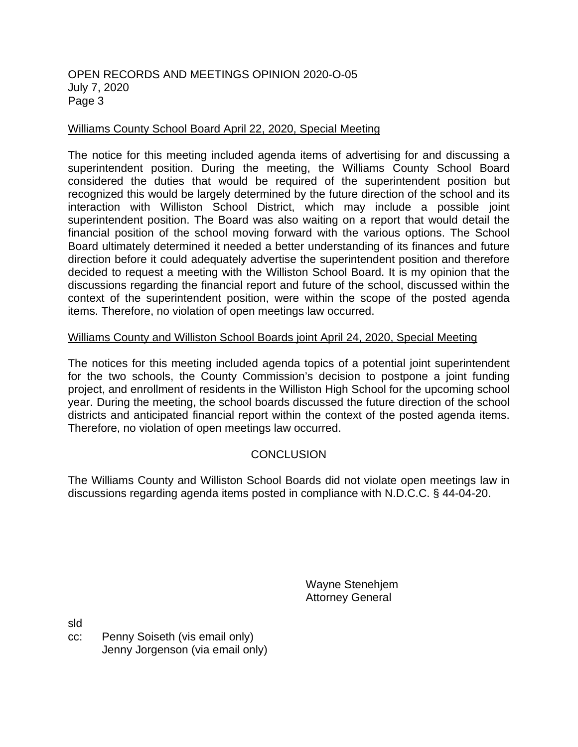Williams County School Board April 22, 2020, Special Meeting

The notice for this meeting included agenda items of advertising for and discussing a superintendent position. During the meeting, the Williams County School Board considered the duties that would be required of the superintendent position but recognized this would be largely determined by the future direction of the school and its interaction with Williston School District, which may include a possible joint superintendent position. The Board was also waiting on a report that would detail the financial position of the school moving forward with the various options. The School Board ultimately determined it needed a better understanding of its finances and future direction before it could adequately advertise the superintendent position and therefore decided to request a meeting with the Williston School Board. It is my opinion that the discussions regarding the financial report and future of the school, discussed within the context of the superintendent position, were within the scope of the posted agenda items. Therefore, no violation of open meetings law occurred.

Williams County and Williston School Boards joint April 24, 2020, Special Meeting

The notices for this meeting included agenda topics of a potential joint superintendent for the two schools, the County Commission's decision to postpone a joint funding project, and enrollment of residents in the Williston High School for the upcoming school year. During the meeting, the school boards discussed the future direction of the school districts and anticipated financial report within the context of the posted agenda items. Therefore, no violation of open meetings law occurred.

## CONCLUSION

The Williams County and Williston School Boards did not violate open meetings law in discussions regarding agenda items posted in compliance with N.D.C.C. § 44-04-20.

Wayne Stenehjem
Attorney General

sld

cc: Penny Soiseth (vis email only)
Jenny Jorgenson (via email only)